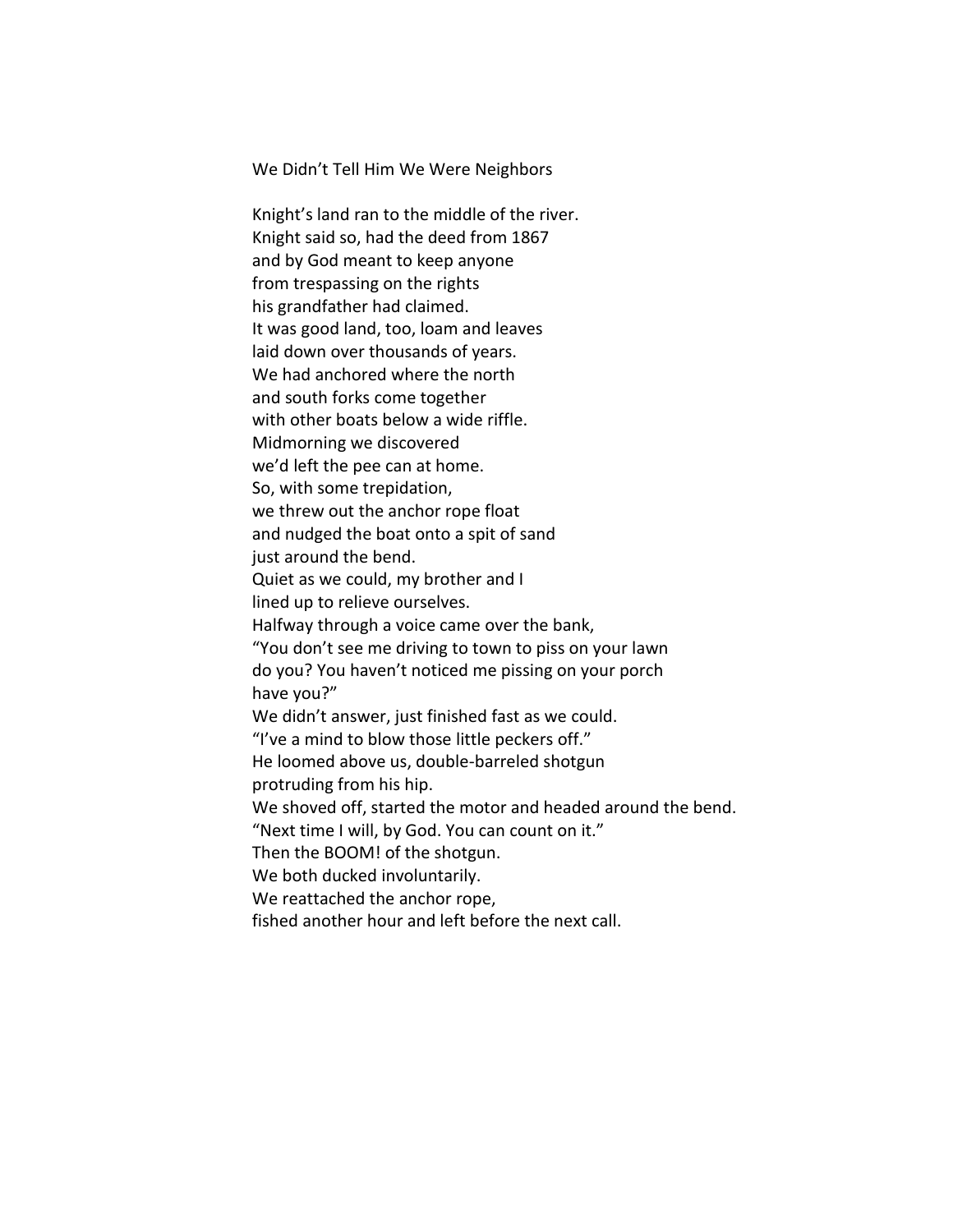# We Didn't Tell Him We Were Neighbors

Knight's land ran to the middle of the river.  
Knight said so, had the deed from 1867  
and by God meant to keep anyone  
from trespassing on the rights  
his grandfather had claimed.  
It was good land, too, loam and leaves  
laid down over thousands of years.  
We had anchored where the north  
and south forks come together  
with other boats below a wide riffle.  
Midmorning we discovered  
we'd left the pee can at home.  
So, with some trepidation,  
we threw out the anchor rope float  
and nudged the boat onto a spit of sand  
just around the bend.  
Quiet as we could, my brother and I  
lined up to relieve ourselves.  
Halfway through a voice came over the bank,  
"You don't see me driving to town to piss on your lawn  
do you? You haven't noticed me pissing on your porch  
have you?"  
We didn't answer, just finished fast as we could.  
"I've a mind to blow those little peckers off."  
He loomed above us, double-barreled shotgun  
protruding from his hip.  
We shoved off, started the motor and headed around the bend.  
"Next time I will, by God. You can count on it."  
Then the BOOM! of the shotgun.  
We both ducked involuntarily.  
We reattached the anchor rope,  
fished another hour and left before the next call.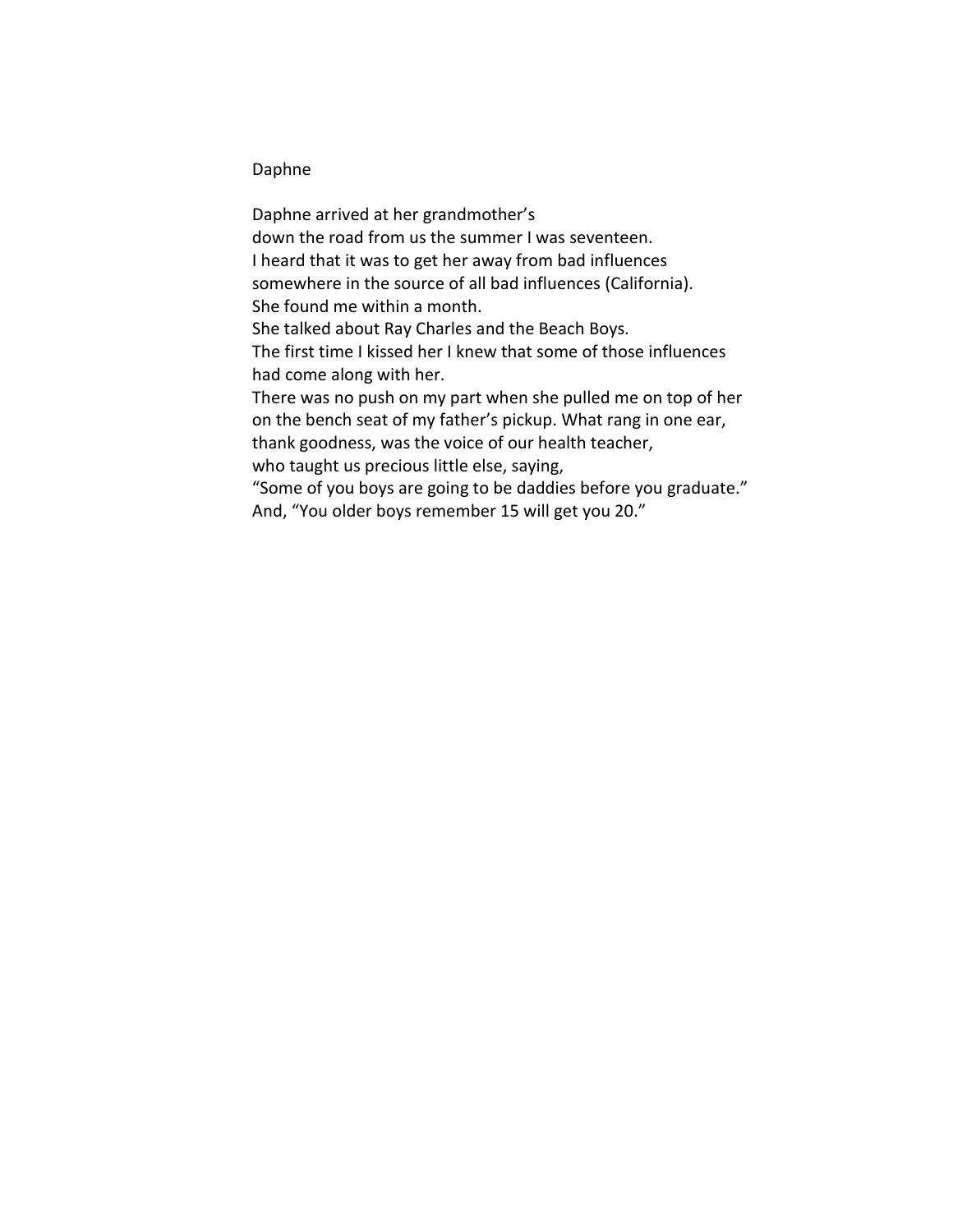Daphne

Daphne arrived at her grandmother's  
down the road from us the summer I was seventeen.  
I heard that it was to get her away from bad influences  
somewhere in the source of all bad influences (California).  
She found me within a month.  
She talked about Ray Charles and the Beach Boys.  
The first time I kissed her I knew that some of those influences  
had come along with her.  
There was no push on my part when she pulled me on top of her  
on the bench seat of my father's pickup. What rang in one ear,  
thank goodness, was the voice of our health teacher,  
who taught us precious little else, saying,  
"Some of you boys are going to be daddies before you graduate."  
And, "You older boys remember 15 will get you 20."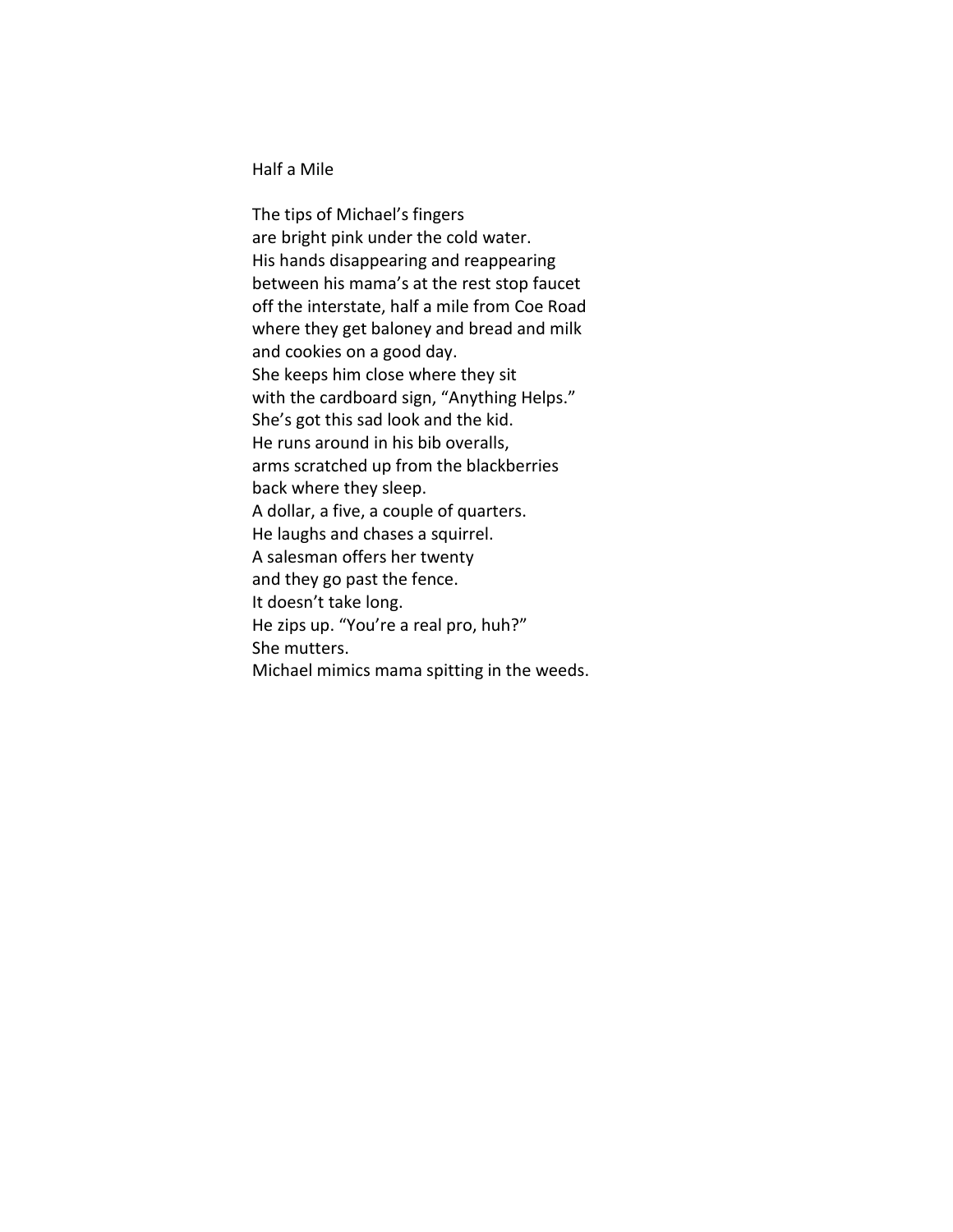## Half a Mile

The tips of Michael's fingers
are bright pink under the cold water.
His hands disappearing and reappearing
between his mama's at the rest stop faucet
off the interstate, half a mile from Coe Road
where they get baloney and bread and milk
and cookies on a good day.
She keeps him close where they sit
with the cardboard sign, "Anything Helps."
She's got this sad look and the kid.
He runs around in his bib overalls,
arms scratched up from the blackberries
back where they sleep.
A dollar, a five, a couple of quarters.
He laughs and chases a squirrel.
A salesman offers her twenty
and they go past the fence.
It doesn't take long.
He zips up. "You're a real pro, huh?"
She mutters.
Michael mimics mama spitting in the weeds.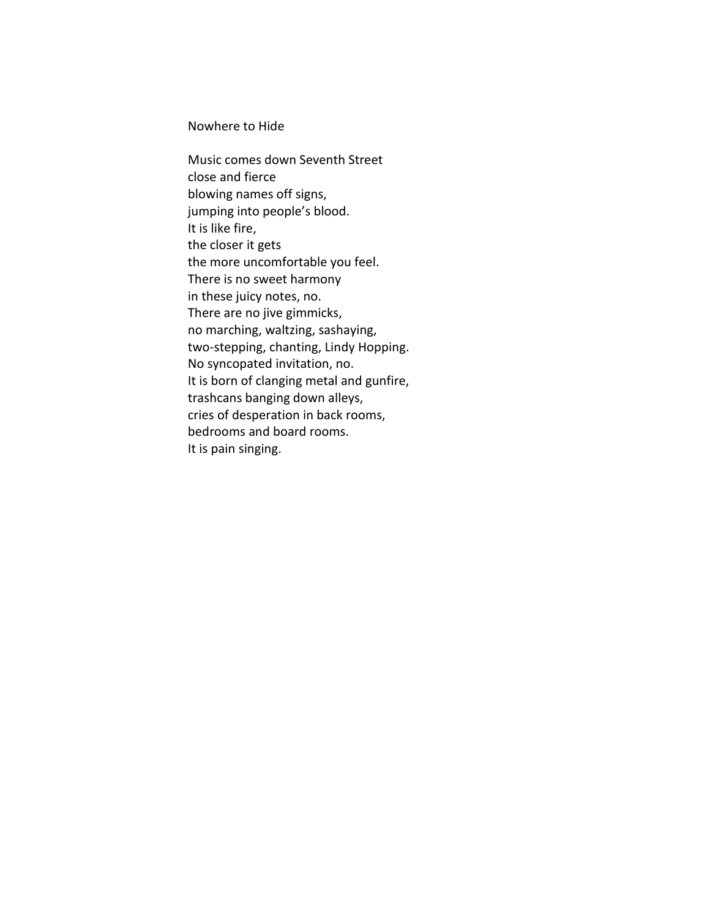# Nowhere to Hide

Music comes down Seventh Street  
close and fierce  
blowing names off signs,  
jumping into people's blood.  
It is like fire,  
the closer it gets  
the more uncomfortable you feel.  
There is no sweet harmony  
in these juicy notes, no.  
There are no jive gimmicks,  
no marching, waltzing, sashaying,  
two-stepping, chanting, Lindy Hopping.  
No syncopated invitation, no.  
It is born of clanging metal and gunfire,  
trashcans banging down alleys,  
cries of desperation in back rooms,  
bedrooms and board rooms.  
It is pain singing.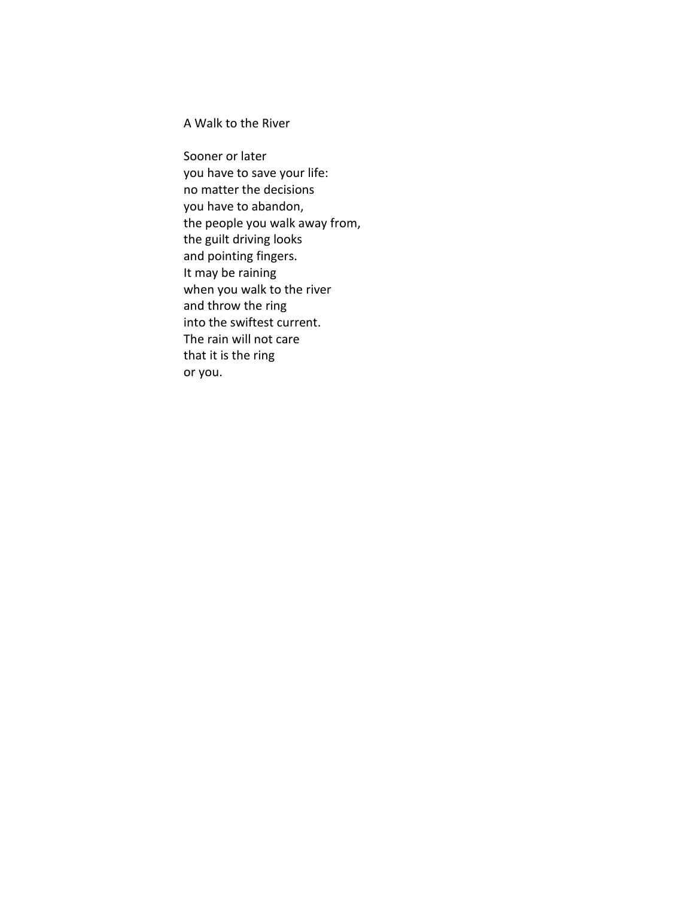## A Walk to the River

Sooner or later  
you have to save your life:  
no matter the decisions  
you have to abandon,  
the people you walk away from,  
the guilt driving looks  
and pointing fingers.  
It may be raining  
when you walk to the river  
and throw the ring  
into the swiftest current.  
The rain will not care  
that it is the ring  
or you.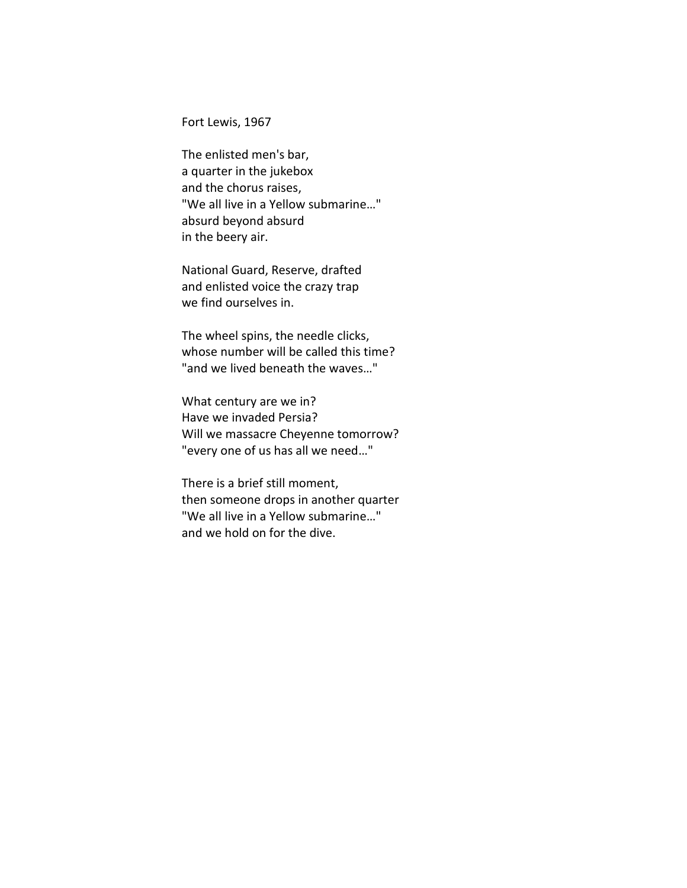Fort Lewis, 1967

The enlisted men's bar,  
a quarter in the jukebox  
and the chorus raises,  
"We all live in a Yellow submarine…"  
absurd beyond absurd  
in the beery air.

National Guard, Reserve, drafted  
and enlisted voice the crazy trap  
we find ourselves in.

The wheel spins, the needle clicks,  
whose number will be called this time?  
"and we lived beneath the waves…"

What century are we in?  
Have we invaded Persia?  
Will we massacre Cheyenne tomorrow?  
"every one of us has all we need…"

There is a brief still moment,  
then someone drops in another quarter  
"We all live in a Yellow submarine…"  
and we hold on for the dive.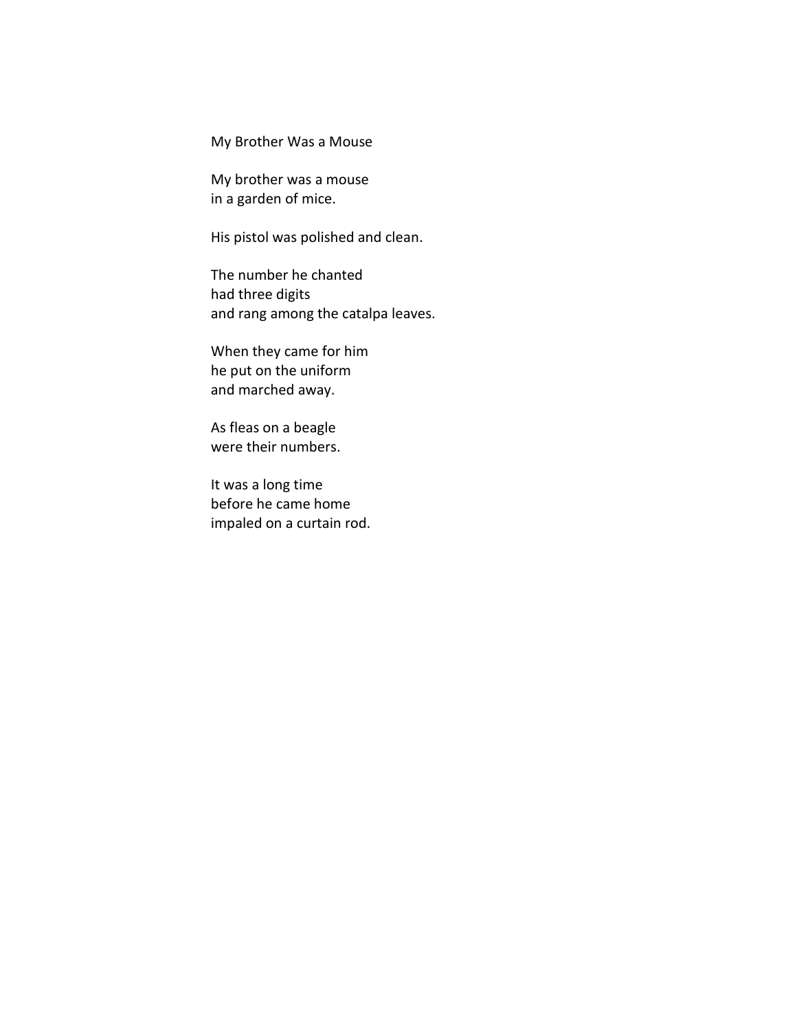## My Brother Was a Mouse

My brother was a mouse  
in a garden of mice.

His pistol was polished and clean.

The number he chanted  
had three digits  
and rang among the catalpa leaves.

When they came for him  
he put on the uniform  
and marched away.

As fleas on a beagle  
were their numbers.

It was a long time  
before he came home  
impaled on a curtain rod.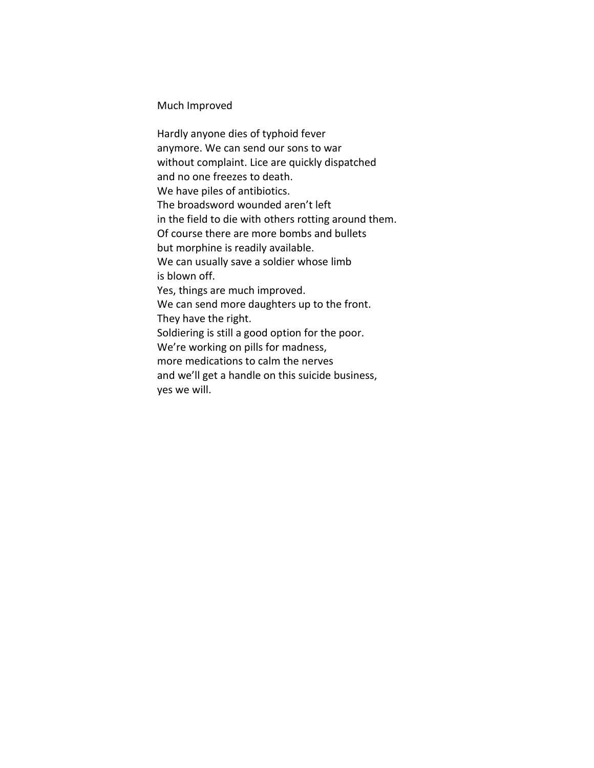# Much Improved

Hardly anyone dies of typhoid fever  
anymore. We can send our sons to war  
without complaint. Lice are quickly dispatched  
and no one freezes to death.  
We have piles of antibiotics.  
The broadsword wounded aren't left  
in the field to die with others rotting around them.  
Of course there are more bombs and bullets  
but morphine is readily available.  
We can usually save a soldier whose limb  
is blown off.  
Yes, things are much improved.  
We can send more daughters up to the front.  
They have the right.  
Soldiering is still a good option for the poor.  
We're working on pills for madness,  
more medications to calm the nerves  
and we'll get a handle on this suicide business,  
yes we will.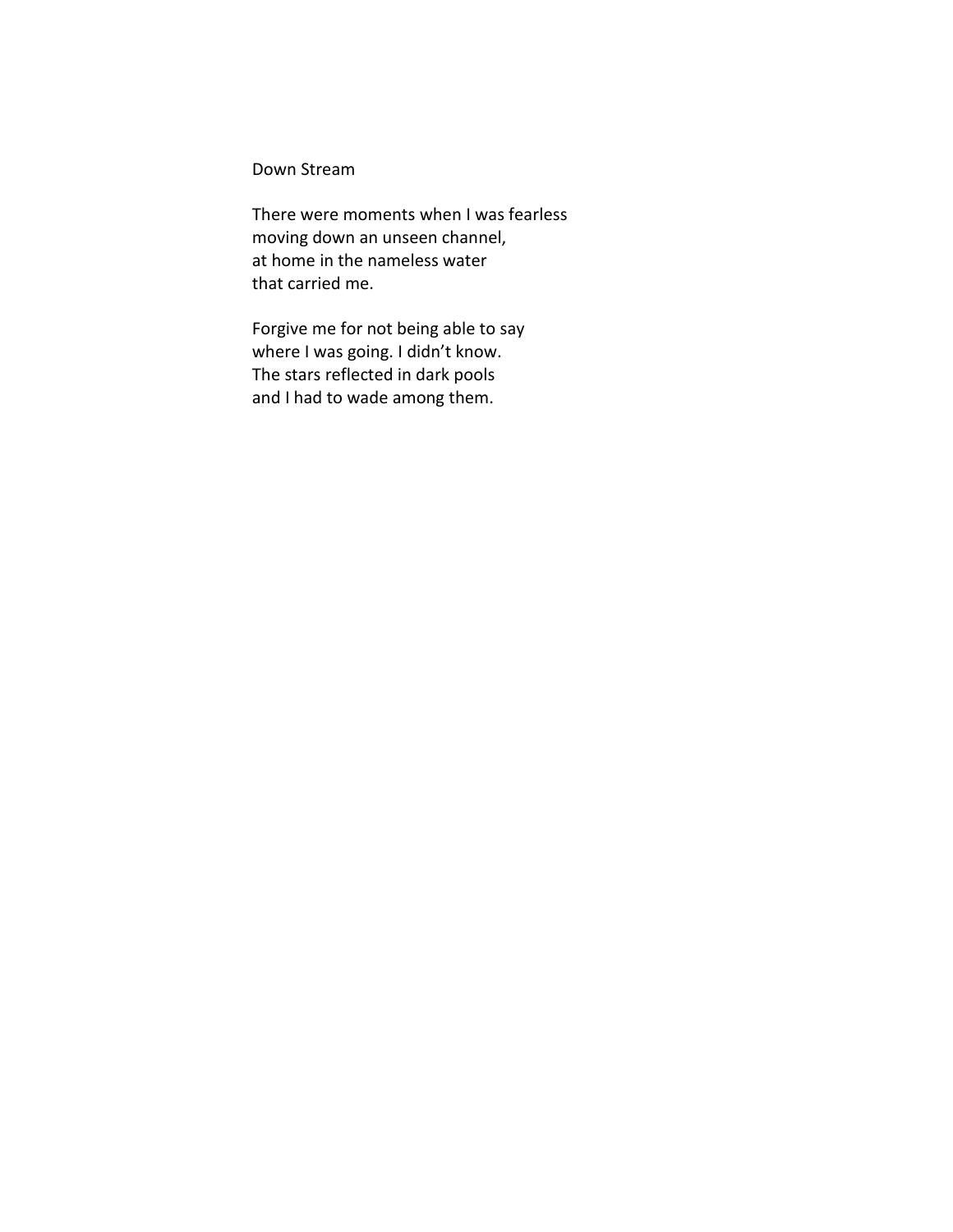## Down Stream

There were moments when I was fearless  
moving down an unseen channel,  
at home in the nameless water  
that carried me.

Forgive me for not being able to say  
where I was going. I didn't know.  
The stars reflected in dark pools  
and I had to wade among them.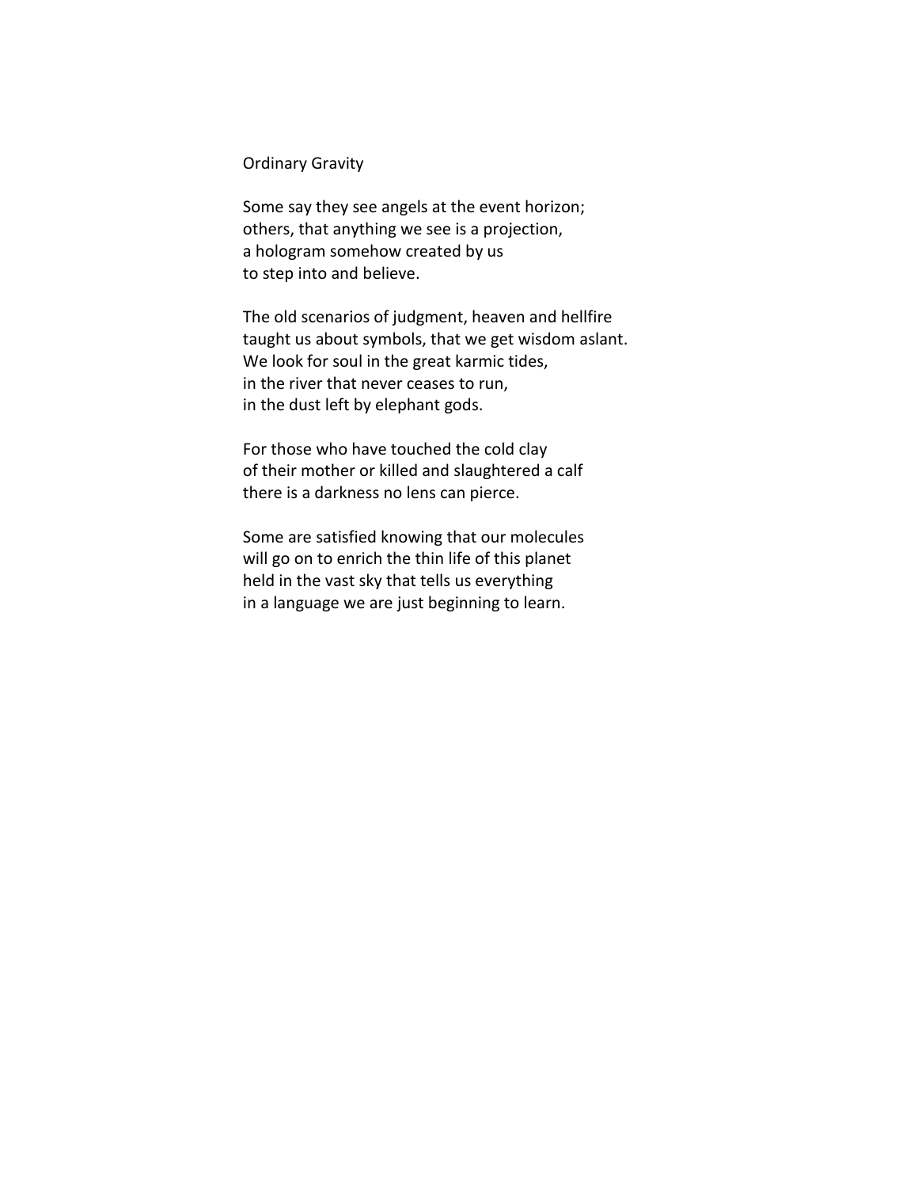# Ordinary Gravity

Some say they see angels at the event horizon;
others, that anything we see is a projection,
a hologram somehow created by us
to step into and believe.

The old scenarios of judgment, heaven and hellfire
taught us about symbols, that we get wisdom aslant.
We look for soul in the great karmic tides,
in the river that never ceases to run,
in the dust left by elephant gods.

For those who have touched the cold clay
of their mother or killed and slaughtered a calf
there is a darkness no lens can pierce.

Some are satisfied knowing that our molecules
will go on to enrich the thin life of this planet
held in the vast sky that tells us everything
in a language we are just beginning to learn.